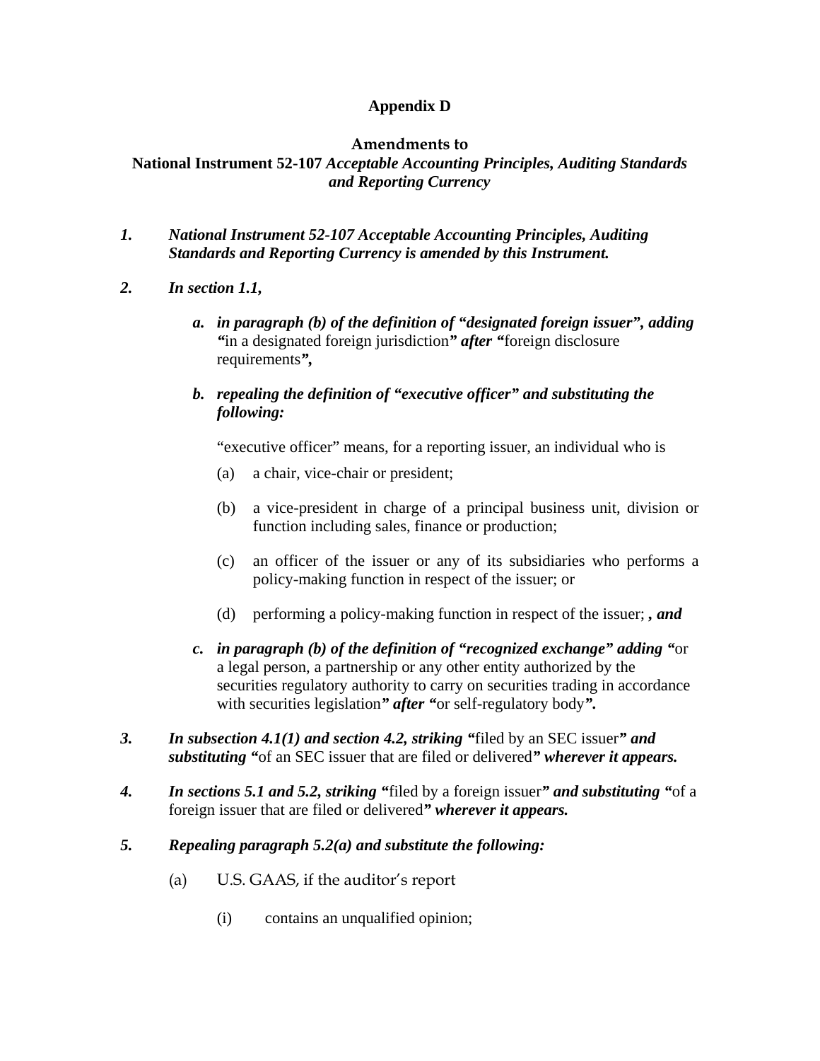**Appendix D**

**Amendments to**
**National Instrument 52-107 *Acceptable Accounting Principles, Auditing Standards and Reporting Currency***

1. ***National Instrument 52-107 Acceptable Accounting Principles, Auditing Standards and Reporting Currency is amended by this Instrument.***

2. ***In section 1.1,***

   a. ***in paragraph (b) of the definition of "designated foreign issuer", adding "***in a designated foreign jurisdiction***" after "***foreign disclosure requirements***",***

   b. ***repealing the definition of "executive officer" and substituting the following:***

      "executive officer" means, for a reporting issuer, an individual who is

      (a) a chair, vice-chair or president;

      (b) a vice-president in charge of a principal business unit, division or function including sales, finance or production;

      (c) an officer of the issuer or any of its subsidiaries who performs a policy-making function in respect of the issuer; or

      (d) performing a policy-making function in respect of the issuer; ***, and***

   c. ***in paragraph (b) of the definition of "recognized exchange" adding "***or a legal person, a partnership or any other entity authorized by the securities regulatory authority to carry on securities trading in accordance with securities legislation***" after "***or self-regulatory body***".***

3. ***In subsection 4.1(1) and section 4.2, striking "***filed by an SEC issuer***" and substituting "***of an SEC issuer that are filed or delivered***" wherever it appears.***

4. ***In sections 5.1 and 5.2, striking "***filed by a foreign issuer***" and substituting "***of a foreign issuer that are filed or delivered***" wherever it appears.***

5. ***Repealing paragraph 5.2(a) and substitute the following:***

   (a) U.S. GAAS, if the auditor's report

      (i) contains an unqualified opinion;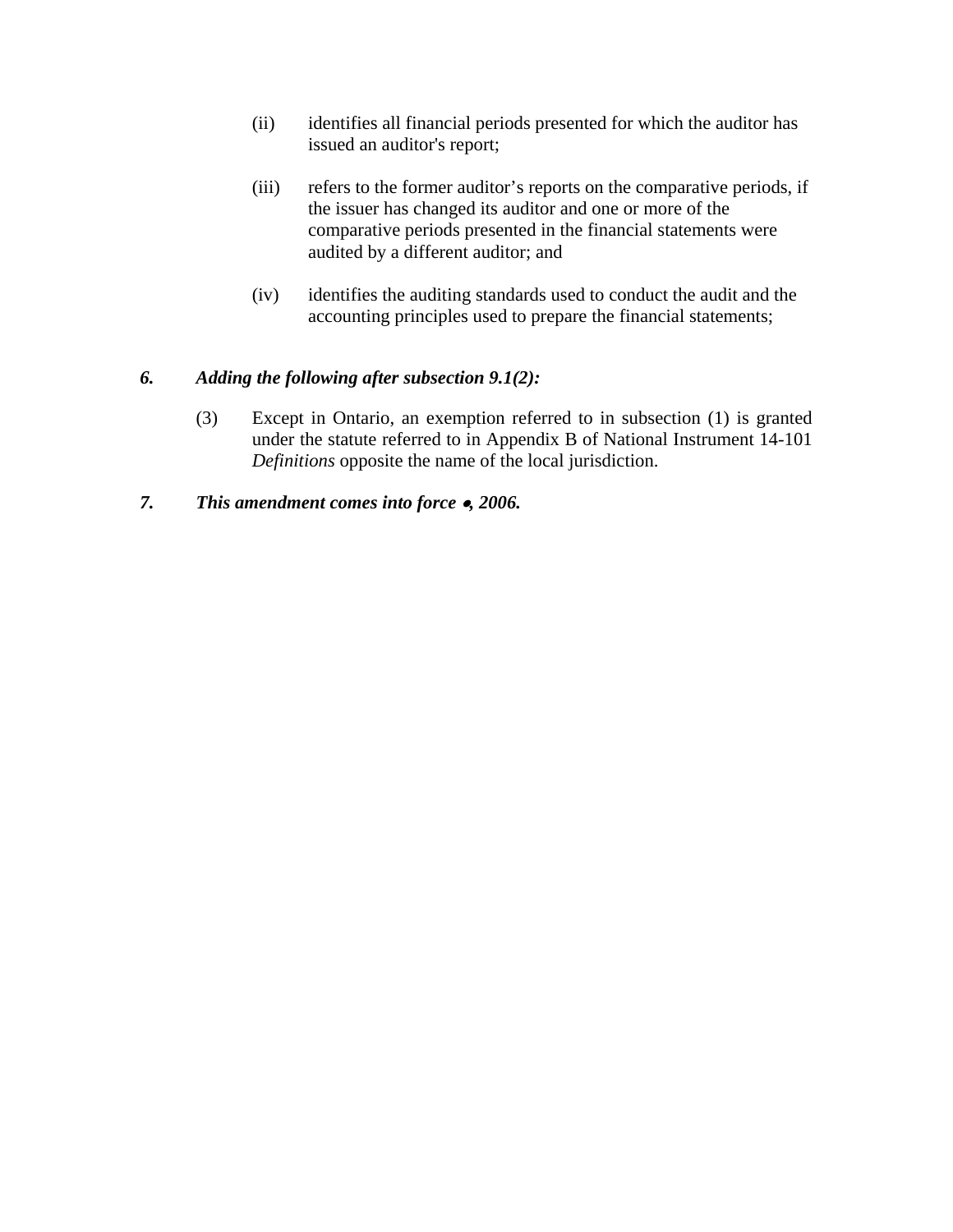(ii) identifies all financial periods presented for which the auditor has issued an auditor's report;

(iii) refers to the former auditor’s reports on the comparative periods, if the issuer has changed its auditor and one or more of the comparative periods presented in the financial statements were audited by a different auditor; and

(iv) identifies the auditing standards used to conduct the audit and the accounting principles used to prepare the financial statements;

***6. Adding the following after subsection 9.1(2):***

(3) Except in Ontario, an exemption referred to in subsection (1) is granted under the statute referred to in Appendix B of National Instrument 14-101 *Definitions* opposite the name of the local jurisdiction.

***7. This amendment comes into force •, 2006.***